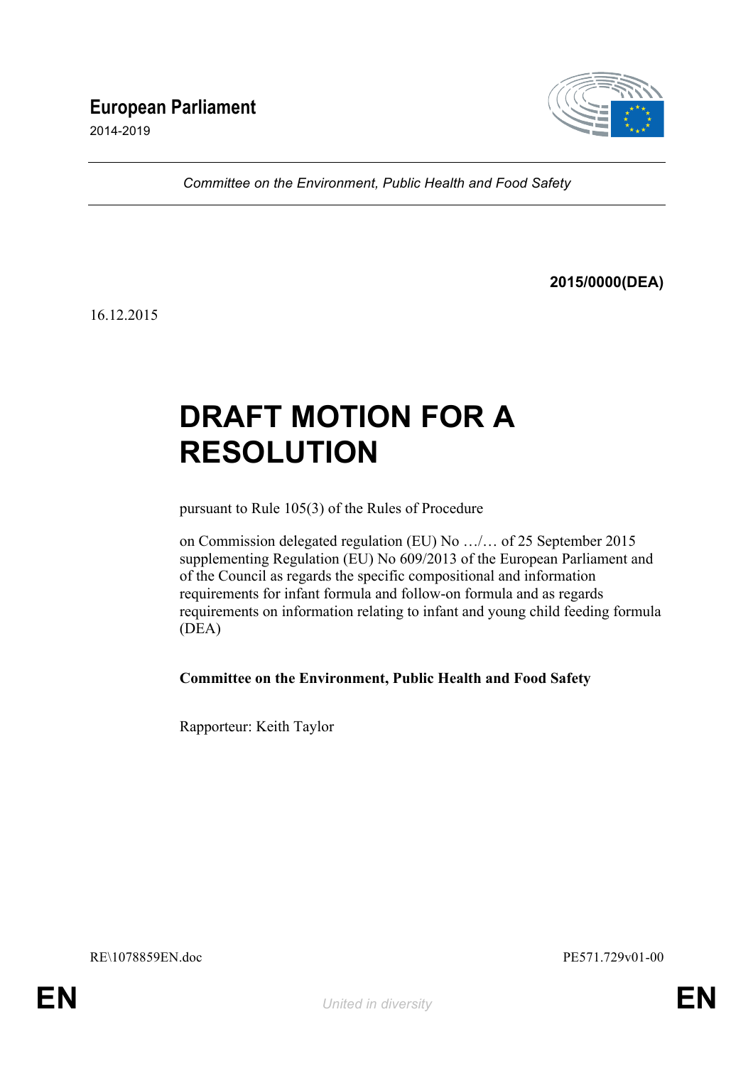**European Parliament**

2014-2019

*Committee on the Environment, Public Health and Food Safety*

**2015/0000(DEA)**

16.12.2015

# DRAFT MOTION FOR A RESOLUTION

pursuant to Rule 105(3) of the Rules of Procedure

on Commission delegated regulation (EU) No …/… of 25 September 2015 supplementing Regulation (EU) No 609/2013 of the European Parliament and of the Council as regards the specific compositional and information requirements for infant formula and follow-on formula and as regards requirements on information relating to infant and young child feeding formula (DEA)

**Committee on the Environment, Public Health and Food Safety**

Rapporteur: Keith Taylor

RE\1078859EN.doc PE571.729v01-00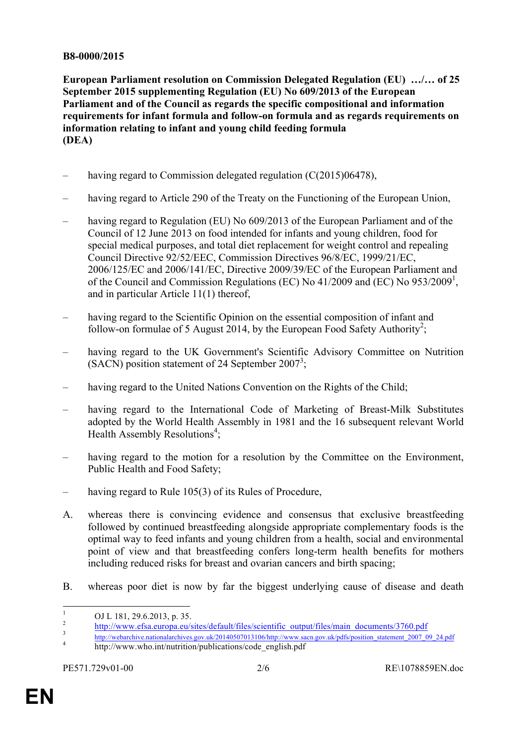**B8-0000/2015**

**European Parliament resolution on Commission Delegated Regulation (EU) …/… of 25 September 2015 supplementing Regulation (EU) No 609/2013 of the European Parliament and of the Council as regards the specific compositional and information requirements for infant formula and follow-on formula and as regards requirements on information relating to infant and young child feeding formula (DEA)**

– having regard to Commission delegated regulation (C(2015)06478),

– having regard to Article 290 of the Treaty on the Functioning of the European Union,

– having regard to Regulation (EU) No 609/2013 of the European Parliament and of the Council of 12 June 2013 on food intended for infants and young children, food for special medical purposes, and total diet replacement for weight control and repealing Council Directive 92/52/EEC, Commission Directives 96/8/EC, 1999/21/EC, 2006/125/EC and 2006/141/EC, Directive 2009/39/EC of the European Parliament and of the Council and Commission Regulations (EC) No 41/2009 and (EC) No 953/2009[1], and in particular Article 11(1) thereof,

– having regard to the Scientific Opinion on the essential composition of infant and follow-on formulae of 5 August 2014, by the European Food Safety Authority[2];

– having regard to the UK Government's Scientific Advisory Committee on Nutrition (SACN) position statement of 24 September 2007[3];

– having regard to the United Nations Convention on the Rights of the Child;

– having regard to the International Code of Marketing of Breast-Milk Substitutes adopted by the World Health Assembly in 1981 and the 16 subsequent relevant World Health Assembly Resolutions[4];

– having regard to the motion for a resolution by the Committee on the Environment, Public Health and Food Safety;

– having regard to Rule 105(3) of its Rules of Procedure,

A. whereas there is convincing evidence and consensus that exclusive breastfeeding followed by continued breastfeeding alongside appropriate complementary foods is the optimal way to feed infants and young children from a health, social and environmental point of view and that breastfeeding confers long-term health benefits for mothers including reduced risks for breast and ovarian cancers and birth spacing;

B. whereas poor diet is now by far the biggest underlying cause of disease and death

---

[1] OJ L 181, 29.6.2013, p. 35.

[2] http://www.efsa.europa.eu/sites/default/files/scientific_output/files/main_documents/3760.pdf

[3] http://webarchive.nationalarchives.gov.uk/20140507013106/http://www.sacn.gov.uk/pdfs/position_statement_2007_09_24.pdf

[4] http://www.who.int/nutrition/publications/code_english.pdf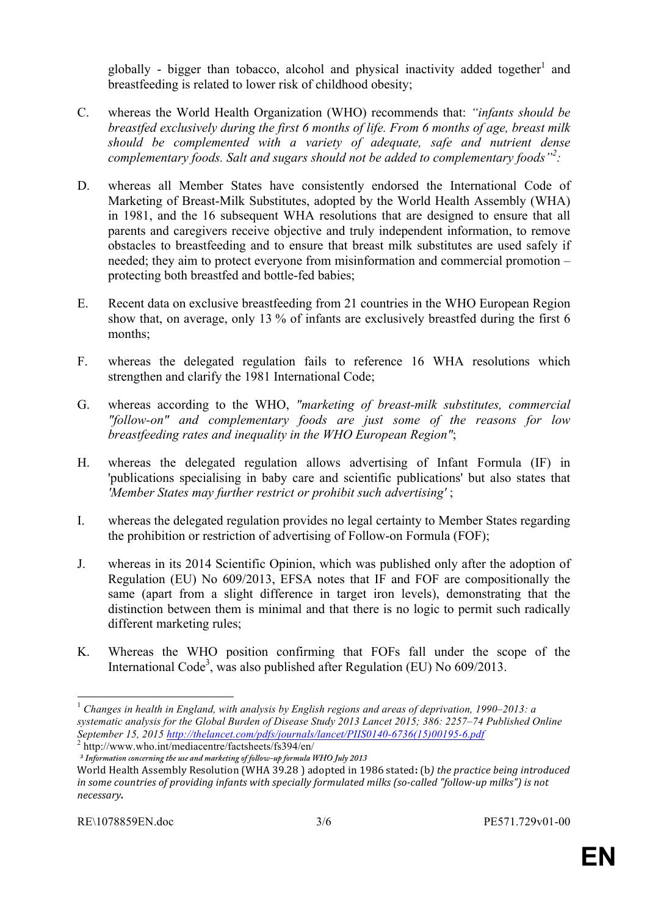globally - bigger than tobacco, alcohol and physical inactivity added together[1] and breastfeeding is related to lower risk of childhood obesity;

C. whereas the World Health Organization (WHO) recommends that: *"infants should be breastfed exclusively during the first 6 months of life. From 6 months of age, breast milk should be complemented with a variety of adequate, safe and nutrient dense complementary foods. Salt and sugars should not be added to complementary foods"[2]:*

D. whereas all Member States have consistently endorsed the International Code of Marketing of Breast-Milk Substitutes, adopted by the World Health Assembly (WHA) in 1981, and the 16 subsequent WHA resolutions that are designed to ensure that all parents and caregivers receive objective and truly independent information, to remove obstacles to breastfeeding and to ensure that breast milk substitutes are used safely if needed; they aim to protect everyone from misinformation and commercial promotion – protecting both breastfed and bottle-fed babies;

E. Recent data on exclusive breastfeeding from 21 countries in the WHO European Region show that, on average, only 13 % of infants are exclusively breastfed during the first 6 months;

F. whereas the delegated regulation fails to reference 16 WHA resolutions which strengthen and clarify the 1981 International Code;

G. whereas according to the WHO, *"marketing of breast-milk substitutes, commercial "follow-on" and complementary foods are just some of the reasons for low breastfeeding rates and inequality in the WHO European Region"*;

H. whereas the delegated regulation allows advertising of Infant Formula (IF) in 'publications specialising in baby care and scientific publications' but also states that *'Member States may further restrict or prohibit such advertising'* ;

I. whereas the delegated regulation provides no legal certainty to Member States regarding the prohibition or restriction of advertising of Follow-on Formula (FOF);

J. whereas in its 2014 Scientific Opinion, which was published only after the adoption of Regulation (EU) No 609/2013, EFSA notes that IF and FOF are compositionally the same (apart from a slight difference in target iron levels), demonstrating that the distinction between them is minimal and that there is no logic to permit such radically different marketing rules;

K. Whereas the WHO position confirming that FOFs fall under the scope of the International Code[3], was also published after Regulation (EU) No 609/2013.

---

[1] *Changes in health in England, with analysis by English regions and areas of deprivation, 1990–2013: a systematic analysis for the Global Burden of Disease Study 2013 Lancet 2015; 386: 2257–74 Published Online September 15, 2015* http://thelancet.com/pdfs/journals/lancet/PIIS0140-6736(15)00195-6.pdf

[2] http://www.who.int/mediacentre/factsheets/fs394/en/

[3] *Information concerning the use and marketing of follow-up formula WHO July 2013*

World Health Assembly Resolution (WHA 39.28 ) adopted in 1986 stated**:** (b*) the practice being introduced in some countries of providing infants with specially formulated milks (so-called "follow-up milks") is not necessary.*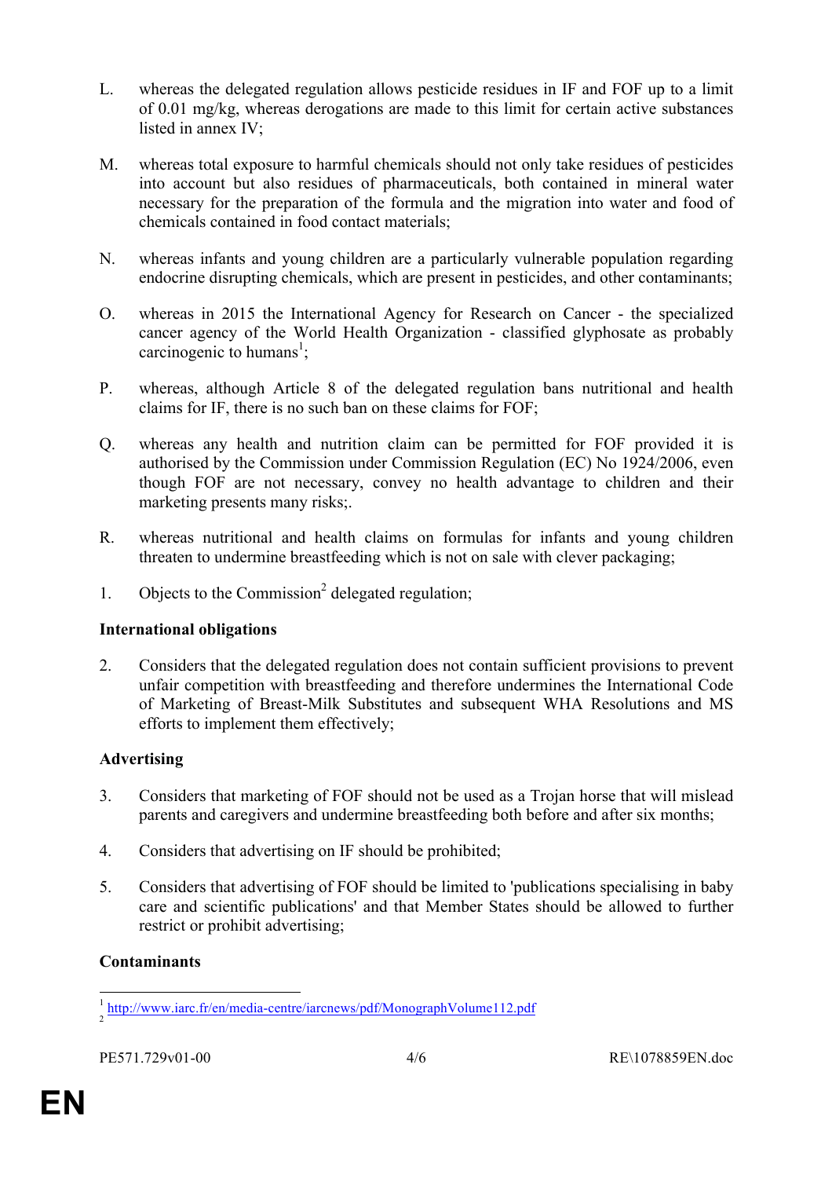L. whereas the delegated regulation allows pesticide residues in IF and FOF up to a limit of 0.01 mg/kg, whereas derogations are made to this limit for certain active substances listed in annex IV;

M. whereas total exposure to harmful chemicals should not only take residues of pesticides into account but also residues of pharmaceuticals, both contained in mineral water necessary for the preparation of the formula and the migration into water and food of chemicals contained in food contact materials;

N. whereas infants and young children are a particularly vulnerable population regarding endocrine disrupting chemicals, which are present in pesticides, and other contaminants;

O. whereas in 2015 the International Agency for Research on Cancer - the specialized cancer agency of the World Health Organization - classified glyphosate as probably carcinogenic to humans[1];

P. whereas, although Article 8 of the delegated regulation bans nutritional and health claims for IF, there is no such ban on these claims for FOF;

Q. whereas any health and nutrition claim can be permitted for FOF provided it is authorised by the Commission under Commission Regulation (EC) No 1924/2006, even though FOF are not necessary, convey no health advantage to children and their marketing presents many risks;.

R. whereas nutritional and health claims on formulas for infants and young children threaten to undermine breastfeeding which is not on sale with clever packaging;

1. Objects to the Commission[2] delegated regulation;

**International obligations**

2. Considers that the delegated regulation does not contain sufficient provisions to prevent unfair competition with breastfeeding and therefore undermines the International Code of Marketing of Breast-Milk Substitutes and subsequent WHA Resolutions and MS efforts to implement them effectively;

**Advertising**

3. Considers that marketing of FOF should not be used as a Trojan horse that will mislead parents and caregivers and undermine breastfeeding both before and after six months;

4. Considers that advertising on IF should be prohibited;

5. Considers that advertising of FOF should be limited to 'publications specialising in baby care and scientific publications' and that Member States should be allowed to further restrict or prohibit advertising;

**Contaminants**

---

[1] http://www.iarc.fr/en/media-centre/iarcnews/pdf/MonographVolume112.pdf

[2]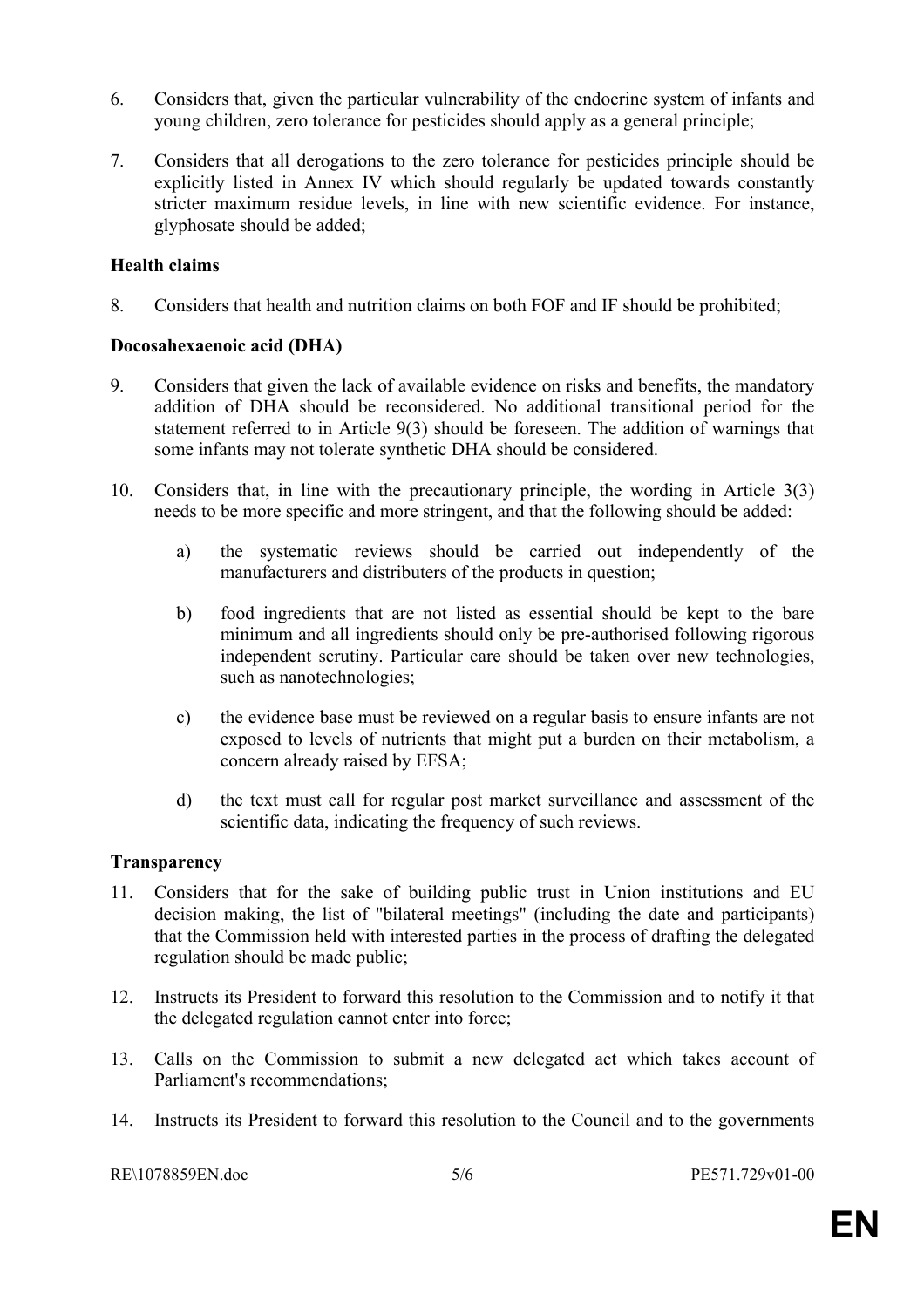6. Considers that, given the particular vulnerability of the endocrine system of infants and young children, zero tolerance for pesticides should apply as a general principle;

7. Considers that all derogations to the zero tolerance for pesticides principle should be explicitly listed in Annex IV which should regularly be updated towards constantly stricter maximum residue levels, in line with new scientific evidence. For instance, glyphosate should be added;

**Health claims**

8. Considers that health and nutrition claims on both FOF and IF should be prohibited;

**Docosahexaenoic acid (DHA)**

9. Considers that given the lack of available evidence on risks and benefits, the mandatory addition of DHA should be reconsidered. No additional transitional period for the statement referred to in Article 9(3) should be foreseen. The addition of warnings that some infants may not tolerate synthetic DHA should be considered.

10. Considers that, in line with the precautionary principle, the wording in Article 3(3) needs to be more specific and more stringent, and that the following should be added:

    a) the systematic reviews should be carried out independently of the manufacturers and distributers of the products in question;

    b) food ingredients that are not listed as essential should be kept to the bare minimum and all ingredients should only be pre-authorised following rigorous independent scrutiny. Particular care should be taken over new technologies, such as nanotechnologies;

    c) the evidence base must be reviewed on a regular basis to ensure infants are not exposed to levels of nutrients that might put a burden on their metabolism, a concern already raised by EFSA;

    d) the text must call for regular post market surveillance and assessment of the scientific data, indicating the frequency of such reviews.

**Transparency**

11. Considers that for the sake of building public trust in Union institutions and EU decision making, the list of "bilateral meetings" (including the date and participants) that the Commission held with interested parties in the process of drafting the delegated regulation should be made public;

12. Instructs its President to forward this resolution to the Commission and to notify it that the delegated regulation cannot enter into force;

13. Calls on the Commission to submit a new delegated act which takes account of Parliament's recommendations;

14. Instructs its President to forward this resolution to the Council and to the governments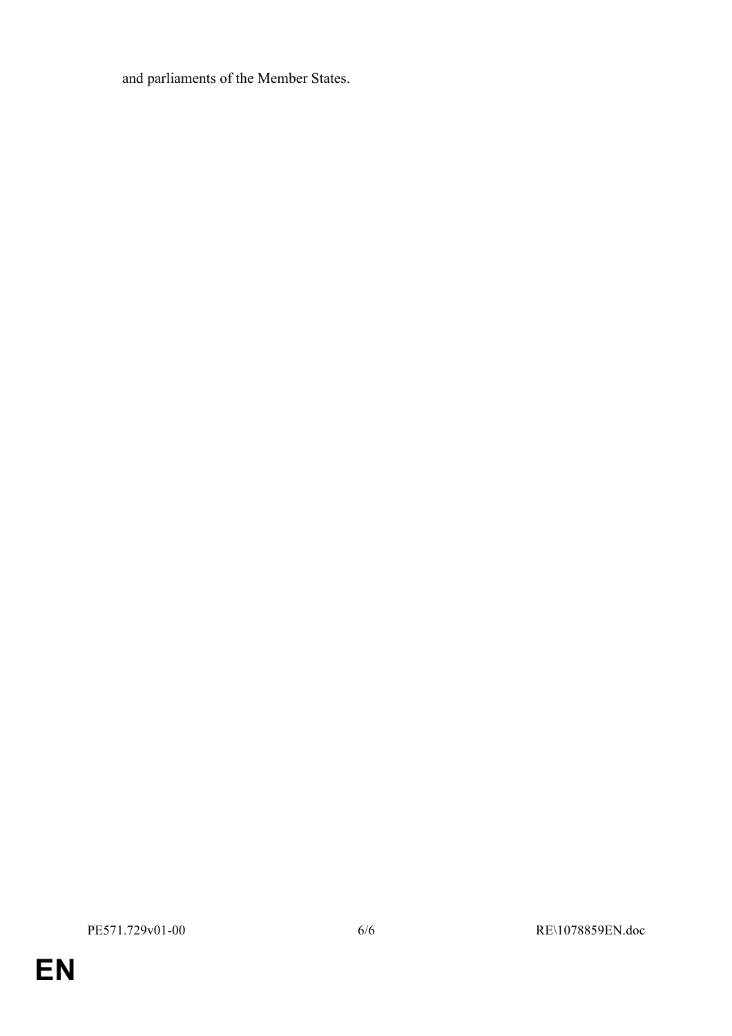and parliaments of the Member States.